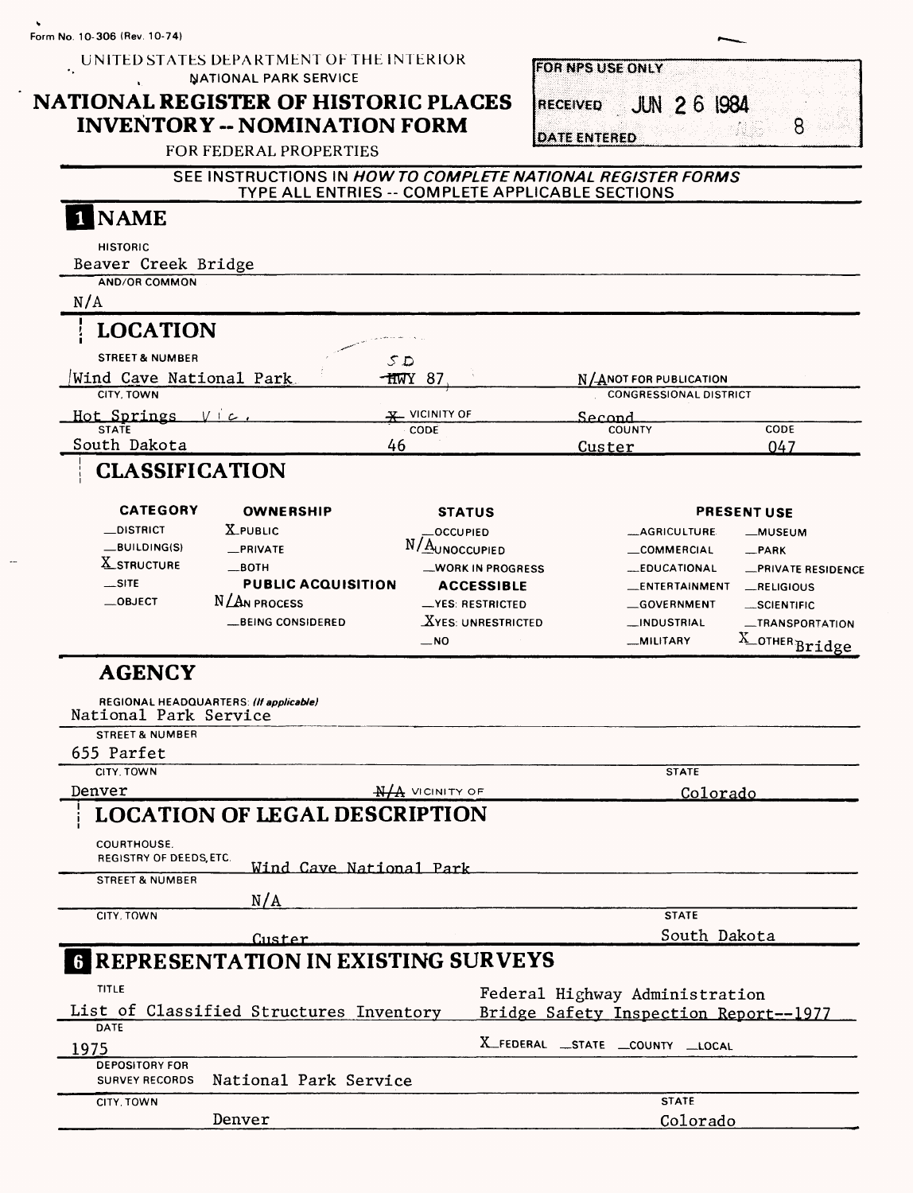Form No. 10-306 (Rev. 10-74)

UNITED STATES DEPARTMENT OF THE INTERIOR
NATIONAL PARK SERVICE

# NATIONAL REGISTER OF HISTORIC PLACES INVENTORY -- NOMINATION FORM

FOR FEDERAL PROPERTIES

| FOR NPS USE ONLY | |
|---|---|
| RECEIVED | JUN 26 1984 |
| DATE ENTERED | AUG 8 |

SEE INSTRUCTIONS IN *HOW TO COMPLETE NATIONAL REGISTER FORMS*
TYPE ALL ENTRIES -- COMPLETE APPLICABLE SECTIONS

## 1 NAME

HISTORIC
Beaver Creek Bridge

AND/OR COMMON
N/A

## 2 LOCATION

STREET & NUMBER
Wind Cave National Park, SD ~~HWY~~ 87 — N/A NOT FOR PUBLICATION

CITY, TOWN
Hot Springs Vic. — ~~X~~ VICINITY OF

CONGRESSIONAL DISTRICT
Second

| STATE | CODE | COUNTY | CODE |
|---|---|---|---|
| South Dakota | 46 | Custer | 047 |

## 3 CLASSIFICATION

| CATEGORY | OWNERSHIP | STATUS | PRESENT USE | |
|---|---|---|---|---|
| __DISTRICT | X PUBLIC | __OCCUPIED | __AGRICULTURE | __MUSEUM |
| __BUILDING(S) | __PRIVATE | N/A UNOCCUPIED | __COMMERCIAL | __PARK |
| X STRUCTURE | __BOTH | __WORK IN PROGRESS | __EDUCATIONAL | __PRIVATE RESIDENCE |
| __SITE | **PUBLIC ACQUISITION** | **ACCESSIBLE** | __ENTERTAINMENT | __RELIGIOUS |
| __OBJECT | N/A IN PROCESS | __YES: RESTRICTED | __GOVERNMENT | __SCIENTIFIC |
| | __BEING CONSIDERED | X YES: UNRESTRICTED | __INDUSTRIAL | __TRANSPORTATION |
| | | __NO | __MILITARY | X OTHER: Bridge |

## 4 AGENCY

REGIONAL HEADQUARTERS: *(If applicable)*
National Park Service

STREET & NUMBER
655 Parfet

CITY, TOWN
Denver — ~~N/A~~ VICINITY OF

STATE
Colorado

## 5 LOCATION OF LEGAL DESCRIPTION

COURTHOUSE, REGISTRY OF DEEDS, ETC.
Wind Cave National Park

STREET & NUMBER
N/A

CITY, TOWN
Custer

STATE
South Dakota

## 6 REPRESENTATION IN EXISTING SURVEYS

TITLE
List of Classified Structures Inventory — Federal Highway Administration Bridge Safety Inspection Report--1977

DATE
1975 — X FEDERAL __STATE __COUNTY __LOCAL

DEPOSITORY FOR SURVEY RECORDS
National Park Service

CITY, TOWN
Denver

STATE
Colorado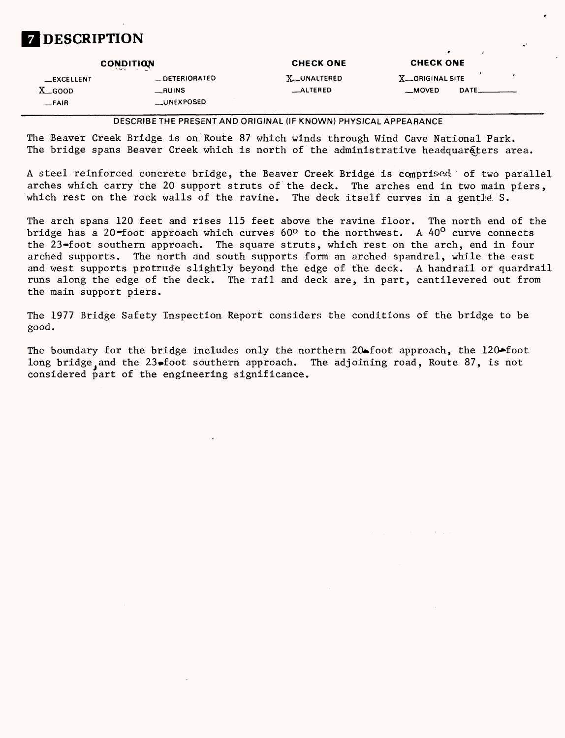# 7 DESCRIPTION

| CONDITION | | CHECK ONE | CHECK ONE |
|---|---|---|---|
| __EXCELLENT | __DETERIORATED | X__UNALTERED | X__ORIGINAL SITE |
| X__GOOD | __RUINS | __ALTERED | __MOVED DATE______ |
| __FAIR | __UNEXPOSED | | |

DESCRIBE THE PRESENT AND ORIGINAL (IF KNOWN) PHYSICAL APPEARANCE

The Beaver Creek Bridge is on Route 87 which winds through Wind Cave National Park. The bridge spans Beaver Creek which is north of the administrative headquarters area.

A steel reinforced concrete bridge, the Beaver Creek Bridge is comprised of two parallel arches which carry the 20 support struts of the deck. The arches end in two main piers, which rest on the rock walls of the ravine. The deck itself curves in a gentle S.

The arch spans 120 feet and rises 115 feet above the ravine floor. The north end of the bridge has a 20-foot approach which curves 60° to the northwest. A 40° curve connects the 23-foot southern approach. The square struts, which rest on the arch, end in four arched supports. The north and south supports form an arched spandrel, while the east and west supports protrude slightly beyond the edge of the deck. A handrail or quardrail runs along the edge of the deck. The rail and deck are, in part, cantilevered out from the main support piers.

The 1977 Bridge Safety Inspection Report considers the conditions of the bridge to be good.

The boundary for the bridge includes only the northern 20-foot approach, the 120-foot long bridge, and the 23-foot southern approach. The adjoining road, Route 87, is not considered part of the engineering significance.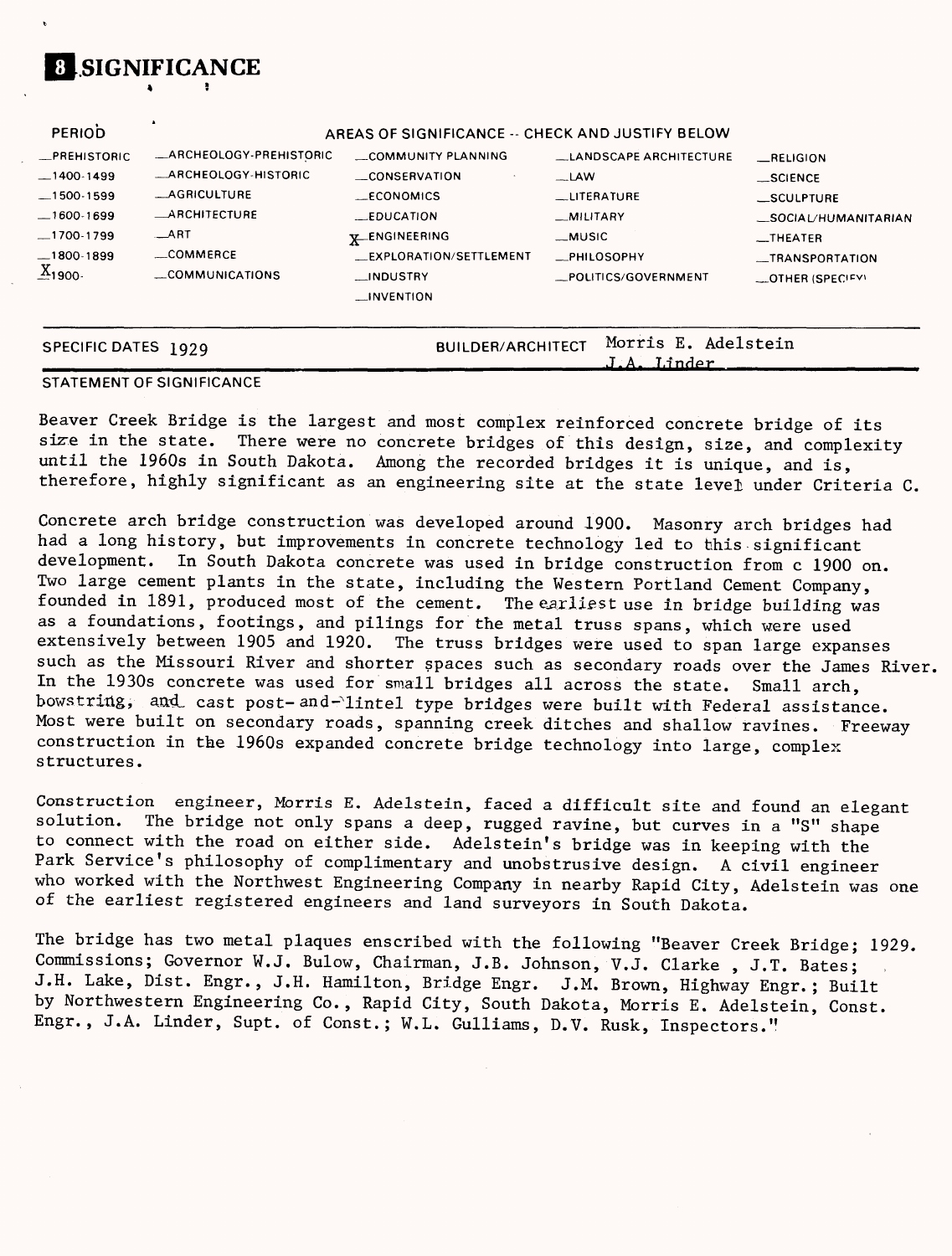# 8 SIGNIFICANCE

| PERIOD | AREAS OF SIGNIFICANCE -- CHECK AND JUSTIFY BELOW | | | |
|---|---|---|---|---|
| _PREHISTORIC | _ARCHEOLOGY-PREHISTORIC | _COMMUNITY PLANNING | _LANDSCAPE ARCHITECTURE | _RELIGION |
| _1400-1499 | _ARCHEOLOGY-HISTORIC | _CONSERVATION | _LAW | _SCIENCE |
| _1500-1599 | _AGRICULTURE | _ECONOMICS | _LITERATURE | _SCULPTURE |
| _1600-1699 | _ARCHITECTURE | _EDUCATION | _MILITARY | _SOCIAL/HUMANITARIAN |
| _1700-1799 | _ART | X ENGINEERING | _MUSIC | _THEATER |
| _1800-1899 | _COMMERCE | _EXPLORATION/SETTLEMENT | _PHILOSOPHY | _TRANSPORTATION |
| X 1900- | _COMMUNICATIONS | _INDUSTRY | _POLITICS/GOVERNMENT | _OTHER (SPECIFY) |
| | | _INVENTION | | |

SPECIFIC DATES 1929 BUILDER/ARCHITECT Morris E. Adelstein, J.A. Linder

STATEMENT OF SIGNIFICANCE

Beaver Creek Bridge is the largest and most complex reinforced concrete bridge of its size in the state. There were no concrete bridges of this design, size, and complexity until the 1960s in South Dakota. Among the recorded bridges it is unique, and is, therefore, highly significant as an engineering site at the state level under Criteria C.

Concrete arch bridge construction was developed around 1900. Masonry arch bridges had had a long history, but improvements in concrete technology led to this significant development. In South Dakota concrete was used in bridge construction from c 1900 on. Two large cement plants in the state, including the Western Portland Cement Company, founded in 1891, produced most of the cement. The earliest use in bridge building was as a foundations, footings, and pilings for the metal truss spans, which were used extensively between 1905 and 1920. The truss bridges were used to span large expanses such as the Missouri River and shorter spaces such as secondary roads over the James River. In the 1930s concrete was used for small bridges all across the state. Small arch, bowstring, and cast post-and-lintel type bridges were built with Federal assistance. Most were built on secondary roads, spanning creek ditches and shallow ravines. Freeway construction in the 1960s expanded concrete bridge technology into large, complex structures.

Construction engineer, Morris E. Adelstein, faced a difficult site and found an elegant solution. The bridge not only spans a deep, rugged ravine, but curves in a "S" shape to connect with the road on either side. Adelstein's bridge was in keeping with the Park Service's philosophy of complimentary and unobstrusive design. A civil engineer who worked with the Northwest Engineering Company in nearby Rapid City, Adelstein was one of the earliest registered engineers and land surveyors in South Dakota.

The bridge has two metal plaques enscribed with the following "Beaver Creek Bridge; 1929. Commissions; Governor W.J. Bulow, Chairman, J.B. Johnson, V.J. Clarke , J.T. Bates; J.H. Lake, Dist. Engr., J.H. Hamilton, Bridge Engr. J.M. Brown, Highway Engr.; Built by Northwestern Engineering Co., Rapid City, South Dakota, Morris E. Adelstein, Const. Engr., J.A. Linder, Supt. of Const.; W.L. Gulliams, D.V. Rusk, Inspectors."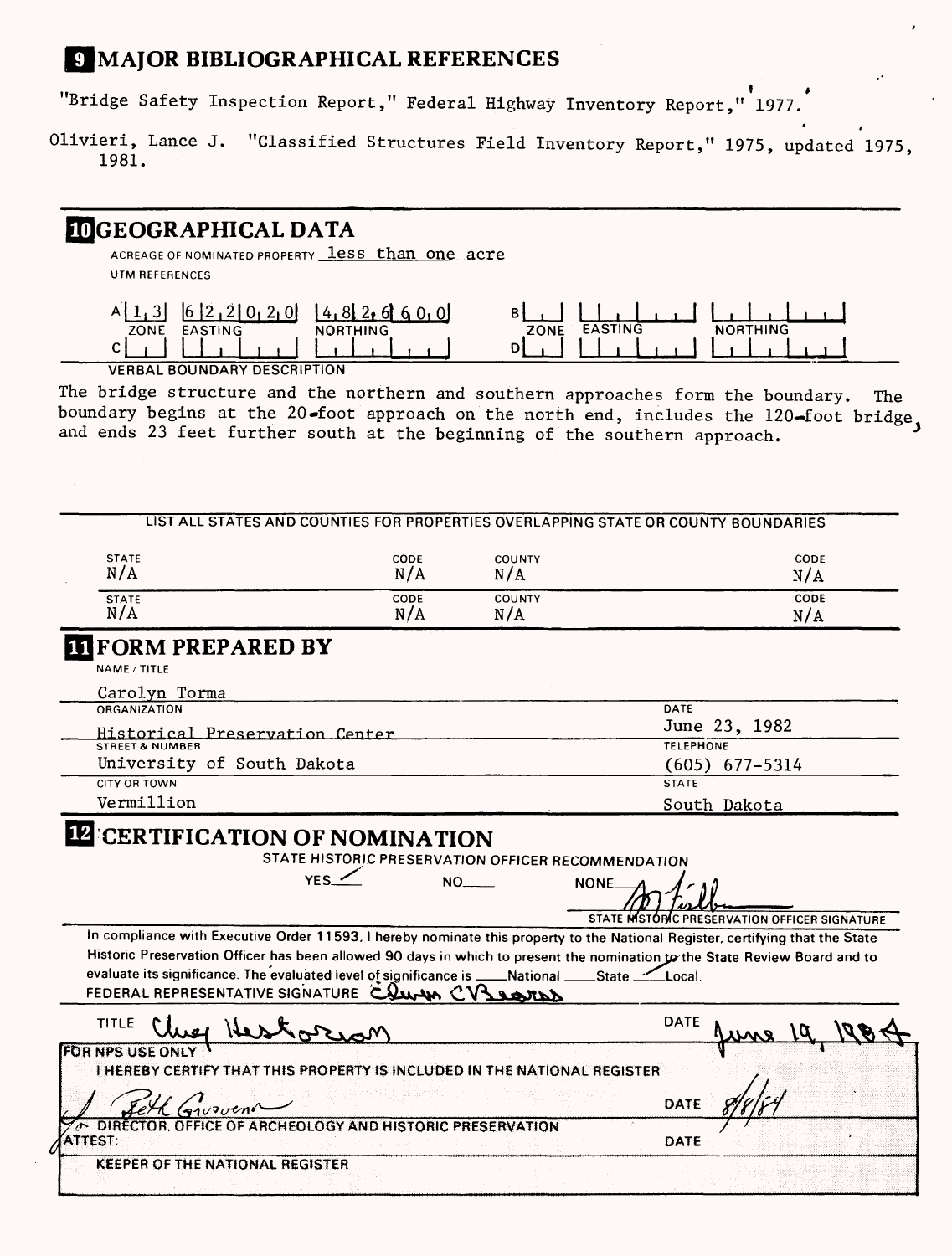## 9 MAJOR BIBLIOGRAPHICAL REFERENCES

"Bridge Safety Inspection Report," Federal Highway Inventory Report," 1977.

Olivieri, Lance J. "Classified Structures Field Inventory Report," 1975, updated 1975, 1981.

## 10 GEOGRAPHICAL DATA

ACREAGE OF NOMINATED PROPERTY less than one acre

UTM REFERENCES

| | ZONE | EASTING | NORTHING | | ZONE | EASTING | NORTHING |
|---|---|---|---|---|---|---|---|
| A | 13 | 622020 | 4826600 | B | | | |
| C | | | | D | | | |

VERBAL BOUNDARY DESCRIPTION

The bridge structure and the northern and southern approaches form the boundary. The boundary begins at the 20-foot approach on the north end, includes the 120-foot bridge, and ends 23 feet further south at the beginning of the southern approach.

LIST ALL STATES AND COUNTIES FOR PROPERTIES OVERLAPPING STATE OR COUNTY BOUNDARIES

| STATE | CODE | COUNTY | CODE |
|---|---|---|---|
| N/A | N/A | N/A | N/A |
| N/A | N/A | N/A | N/A |

## 11 FORM PREPARED BY

NAME / TITLE
Carolyn Torma

ORGANIZATION
Historical Preservation Center

DATE
June 23, 1982

STREET & NUMBER
University of South Dakota

TELEPHONE
(605) 677-5314

CITY OR TOWN
Vermillion

STATE
South Dakota

## 12 CERTIFICATION OF NOMINATION

STATE HISTORIC PRESERVATION OFFICER RECOMMENDATION

YES ✓ NO___ NONE___

STATE HISTORIC PRESERVATION OFFICER SIGNATURE

In compliance with Executive Order 11593, I hereby nominate this property to the National Register, certifying that the State Historic Preservation Officer has been allowed 90 days in which to present the nomination to the State Review Board and to evaluate its significance. The evaluated level of significance is ___National ___State ✓ Local.

FEDERAL REPRESENTATIVE SIGNATURE Edwin C Bearss

TITLE Chief Historian

DATE June 19, 1984

FOR NPS USE ONLY

I HEREBY CERTIFY THAT THIS PROPERTY IS INCLUDED IN THE NATIONAL REGISTER

Beth Grosvenor

DATE 8/8/84

for DIRECTOR, OFFICE OF ARCHEOLOGY AND HISTORIC PRESERVATION

ATTEST:

DATE

KEEPER OF THE NATIONAL REGISTER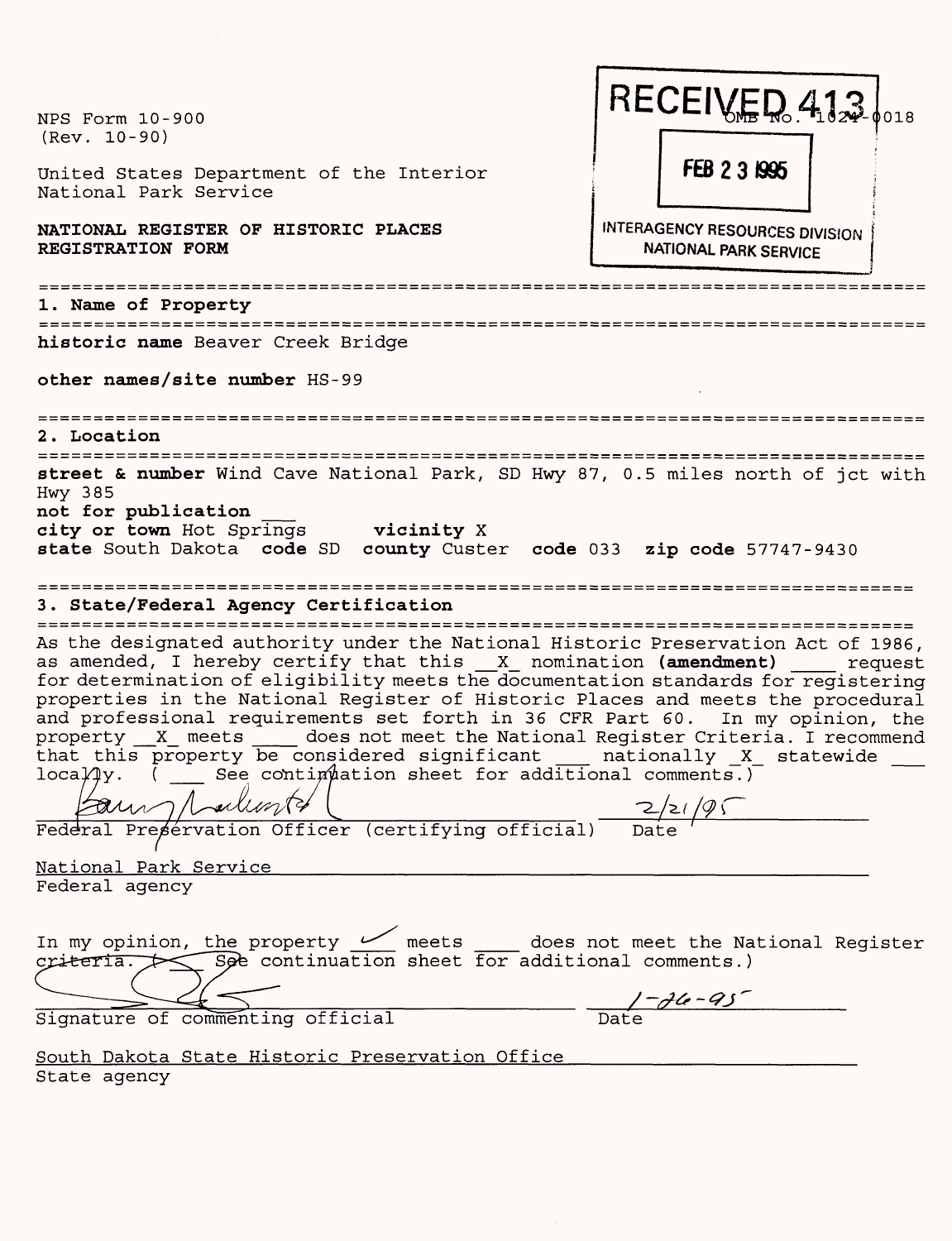NPS Form 10-900
(Rev. 10-90)

United States Department of the Interior
National Park Service

**NATIONAL REGISTER OF HISTORIC PLACES**
**REGISTRATION FORM**

RECEIVED 413

OMB No. 1024-0018

FEB 23 1995

INTERAGENCY RESOURCES DIVISION
NATIONAL PARK SERVICE

---

## 1. Name of Property

---

**historic name** Beaver Creek Bridge

**other names/site number** HS-99

---

## 2. Location

---

**street & number** Wind Cave National Park, SD Hwy 87, 0.5 miles north of jct with Hwy 385
**not for publication** ___
**city or town** Hot Springs **vicinity** X
**state** South Dakota **code** SD **county** Custer **code** 033 **zip code** 57747-9430

---

## 3. State/Federal Agency Certification

---

As the designated authority under the National Historic Preservation Act of 1986, as amended, I hereby certify that this _X_ nomination **(amendment)** ____ request for determination of eligibility meets the documentation standards for registering properties in the National Register of Historic Places and meets the procedural and professional requirements set forth in 36 CFR Part 60. In my opinion, the property _X_ meets ____ does not meet the National Register Criteria. I recommend that this property be considered significant ___ nationally _X_ statewide ___ locally. ( ___ See continuation sheet for additional comments.)

[Signature] 2/21/95
Federal Preservation Officer (certifying official) Date

National Park Service
Federal agency

In my opinion, the property ✓ meets ____ does not meet the National Register criteria. ( ___ See continuation sheet for additional comments.)

[Signature] 1-26-95
Signature of commenting official Date

South Dakota State Historic Preservation Office
State agency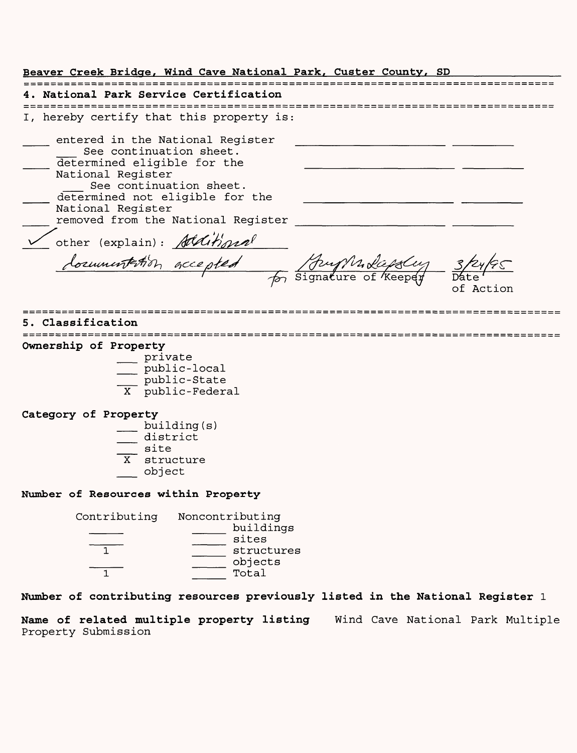Beaver Creek Bridge, Wind Cave National Park, Custer County, SD

## 4. National Park Service Certification

I, hereby certify that this property is:

\_\_\_\_ entered in the National Register
 \_\_\_ See continuation sheet.

\_\_\_\_ determined eligible for the National Register
 \_\_\_ See continuation sheet.

\_\_\_\_ determined not eligible for the National Register

\_\_\_\_ removed from the National Register

✓ other (explain): *Additional documentation accepted*

*[signature]* for Signature of Keeper — *3/24/95* Date of Action

## 5. Classification

**Ownership of Property**

\_\_\_ private
\_\_\_ public-local
\_\_\_ public-State
 X public-Federal

**Category of Property**

\_\_\_ building(s)
\_\_\_ district
\_\_\_ site
 X structure
\_\_\_ object

**Number of Resources within Property**

| Contributing | Noncontributing | |
|---|---|---|
| | | buildings |
| | | sites |
| 1 | | structures |
| | | objects |
| 1 | | Total |

**Number of contributing resources previously listed in the National Register** 1

**Name of related multiple property listing** Wind Cave National Park Multiple Property Submission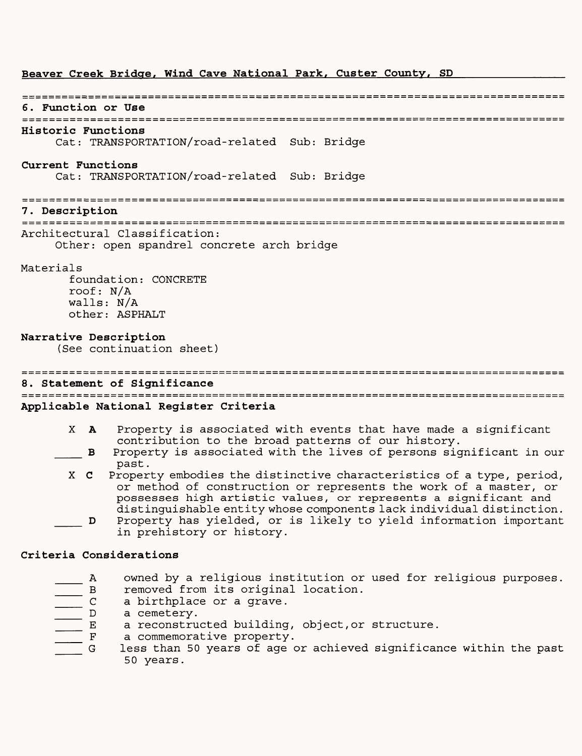**Beaver Creek Bridge, Wind Cave National Park, Custer County, SD**

## 6. Function or Use

**Historic Functions**

Cat: TRANSPORTATION/road-related Sub: Bridge

**Current Functions**

Cat: TRANSPORTATION/road-related Sub: Bridge

## 7. Description

Architectural Classification:

Other: open spandrel concrete arch bridge

Materials

- foundation: CONCRETE
- roof: N/A
- walls: N/A
- other: ASPHALT

**Narrative Description**

(See continuation sheet)

## 8. Statement of Significance

**Applicable National Register Criteria**

- X **A** Property is associated with events that have made a significant contribution to the broad patterns of our history.
- ____ **B** Property is associated with the lives of persons significant in our past.
- X **C** Property embodies the distinctive characteristics of a type, period, or method of construction or represents the work of a master, or possesses high artistic values, or represents a significant and distinguishable entity whose components lack individual distinction.
- ____ **D** Property has yielded, or is likely to yield information important in prehistory or history.

**Criteria Considerations**

- ____ A owned by a religious institution or used for religious purposes.
- ____ B removed from its original location.
- ____ C a birthplace or a grave.
- ____ D a cemetery.
- ____ E a reconstructed building, object, or structure.
- ____ F a commemorative property.
- ____ G less than 50 years of age or achieved significance within the past 50 years.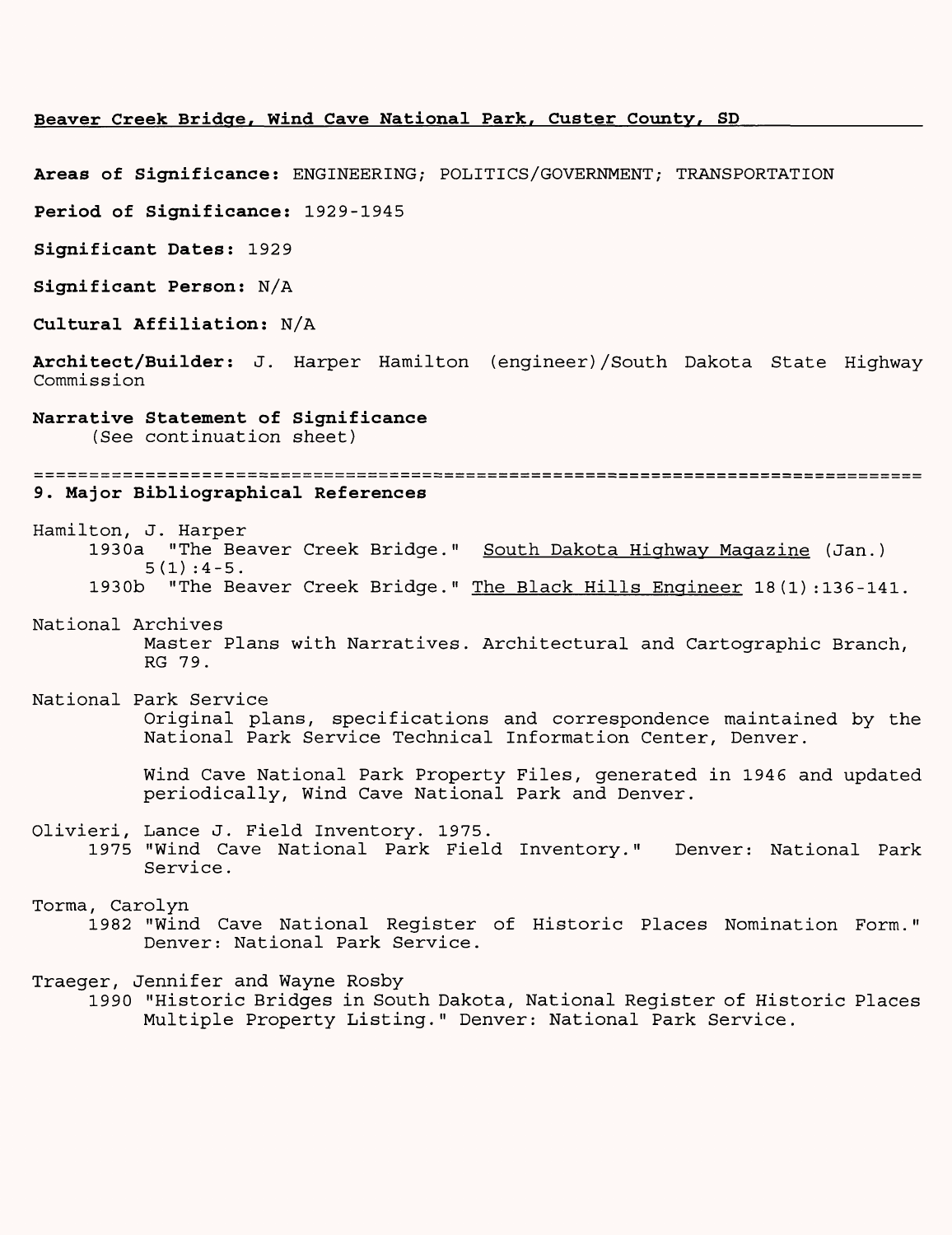**Beaver Creek Bridge, Wind Cave National Park, Custer County, SD**

**Areas of Significance:** ENGINEERING; POLITICS/GOVERNMENT; TRANSPORTATION

**Period of Significance:** 1929-1945

**Significant Dates:** 1929

**Significant Person:** N/A

**Cultural Affiliation:** N/A

**Architect/Builder:** J. Harper Hamilton (engineer)/South Dakota State Highway Commission

**Narrative Statement of Significance**
(See continuation sheet)

## 9. Major Bibliographical References

Hamilton, J. Harper
1930a "The Beaver Creek Bridge." South Dakota Highway Magazine (Jan.) 5(1):4-5.
1930b "The Beaver Creek Bridge." The Black Hills Engineer 18(1):136-141.

National Archives
Master Plans with Narratives. Architectural and Cartographic Branch, RG 79.

National Park Service
Original plans, specifications and correspondence maintained by the National Park Service Technical Information Center, Denver.

Wind Cave National Park Property Files, generated in 1946 and updated periodically, Wind Cave National Park and Denver.

Olivieri, Lance J. Field Inventory. 1975.
1975 "Wind Cave National Park Field Inventory." Denver: National Park Service.

Torma, Carolyn
1982 "Wind Cave National Register of Historic Places Nomination Form." Denver: National Park Service.

Traeger, Jennifer and Wayne Rosby
1990 "Historic Bridges in South Dakota, National Register of Historic Places Multiple Property Listing." Denver: National Park Service.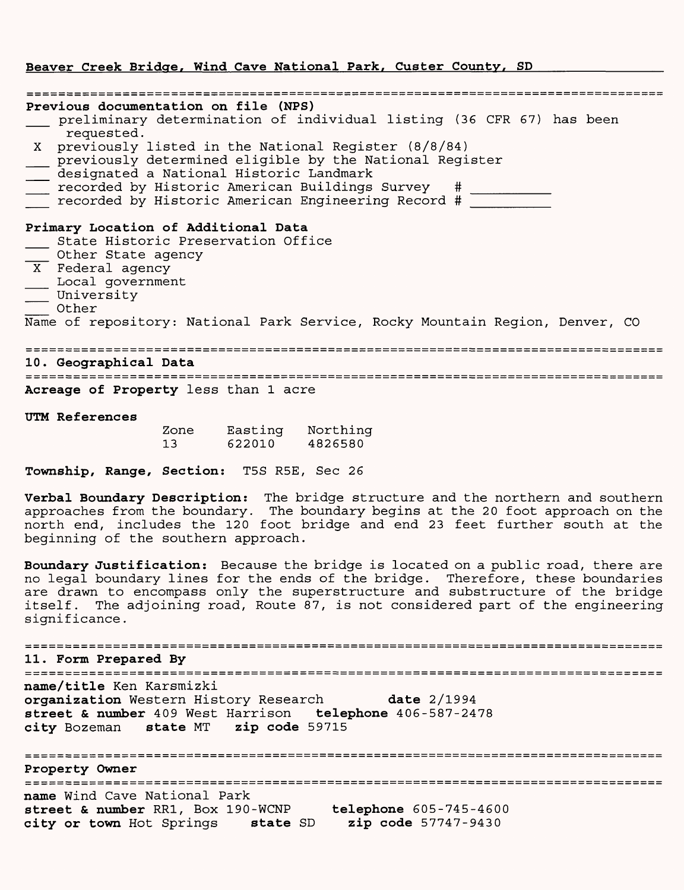**Beaver Creek Bridge, Wind Cave National Park, Custer County, SD**

## Previous documentation on file (NPS)

- ___ preliminary determination of individual listing (36 CFR 67) has been requested.
- X previously listed in the National Register (8/8/84)
- ___ previously determined eligible by the National Register
- ___ designated a National Historic Landmark
- ___ recorded by Historic American Buildings Survey # ________
- ___ recorded by Historic American Engineering Record # ________

## Primary Location of Additional Data

- ___ State Historic Preservation Office
- ___ Other State agency
- X Federal agency
- ___ Local government
- ___ University
- ___ Other

Name of repository: National Park Service, Rocky Mountain Region, Denver, CO

## 10. Geographical Data

**Acreage of Property** less than 1 acre

**UTM References**

| Zone | Easting | Northing |
|---|---|---|
| 13 | 622010 | 4826580 |

**Township, Range, Section:** T5S R5E, Sec 26

**Verbal Boundary Description:** The bridge structure and the northern and southern approaches from the boundary. The boundary begins at the 20 foot approach on the north end, includes the 120 foot bridge and end 23 feet further south at the beginning of the southern approach.

**Boundary Justification:** Because the bridge is located on a public road, there are no legal boundary lines for the ends of the bridge. Therefore, these boundaries are drawn to encompass only the superstructure and substructure of the bridge itself. The adjoining road, Route 87, is not considered part of the engineering significance.

## 11. Form Prepared By

**name/title** Ken Karsmizki
**organization** Western History Research **date** 2/1994
**street & number** 409 West Harrison **telephone** 406-587-2478
**city** Bozeman **state** MT **zip code** 59715

## Property Owner

**name** Wind Cave National Park
**street & number** RR1, Box 190-WCNP **telephone** 605-745-4600
**city or town** Hot Springs **state** SD **zip code** 57747-9430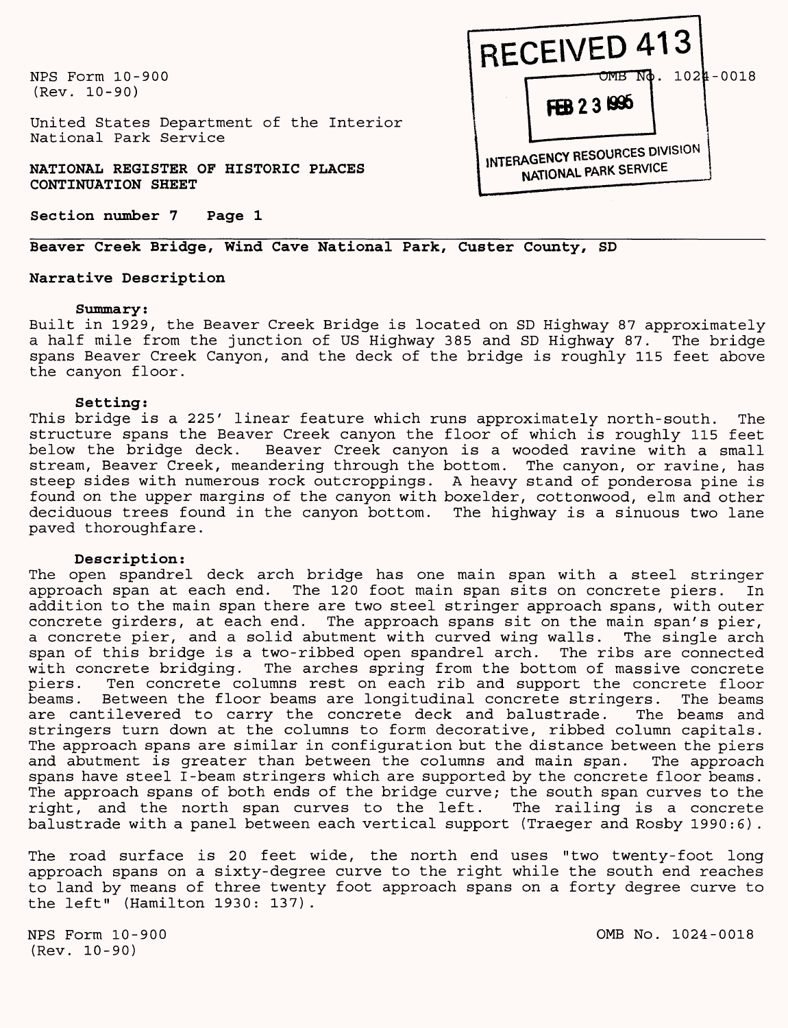NPS Form 10-900
(Rev. 10-90)

United States Department of the Interior
National Park Service

RECEIVED 413

OMB No. 1024-0018

FEB 23 1995

INTERAGENCY RESOURCES DIVISION
NATIONAL PARK SERVICE

**NATIONAL REGISTER OF HISTORIC PLACES**
**CONTINUATION SHEET**

**Section number 7 Page 1**

**Beaver Creek Bridge, Wind Cave National Park, Custer County, SD**

## Narrative Description

### Summary:

Built in 1929, the Beaver Creek Bridge is located on SD Highway 87 approximately a half mile from the junction of US Highway 385 and SD Highway 87. The bridge spans Beaver Creek Canyon, and the deck of the bridge is roughly 115 feet above the canyon floor.

### Setting:

This bridge is a 225' linear feature which runs approximately north-south. The structure spans the Beaver Creek canyon the floor of which is roughly 115 feet below the bridge deck. Beaver Creek canyon is a wooded ravine with a small stream, Beaver Creek, meandering through the bottom. The canyon, or ravine, has steep sides with numerous rock outcroppings. A heavy stand of ponderosa pine is found on the upper margins of the canyon with boxelder, cottonwood, elm and other deciduous trees found in the canyon bottom. The highway is a sinuous two lane paved thoroughfare.

### Description:

The open spandrel deck arch bridge has one main span with a steel stringer approach span at each end. The 120 foot main span sits on concrete piers. In addition to the main span there are two steel stringer approach spans, with outer concrete girders, at each end. The approach spans sit on the main span's pier, a concrete pier, and a solid abutment with curved wing walls. The single arch span of this bridge is a two-ribbed open spandrel arch. The ribs are connected with concrete bridging. The arches spring from the bottom of massive concrete piers. Ten concrete columns rest on each rib and support the concrete floor beams. Between the floor beams are longitudinal concrete stringers. The beams are cantilevered to carry the concrete deck and balustrade. The beams and stringers turn down at the columns to form decorative, ribbed column capitals. The approach spans are similar in configuration but the distance between the piers and abutment is greater than between the columns and main span. The approach spans have steel I-beam stringers which are supported by the concrete floor beams. The approach spans of both ends of the bridge curve; the south span curves to the right, and the north span curves to the left. The railing is a concrete balustrade with a panel between each vertical support (Traeger and Rosby 1990:6).

The road surface is 20 feet wide, the north end uses "two twenty-foot long approach spans on a sixty-degree curve to the right while the south end reaches to land by means of three twenty foot approach spans on a forty degree curve to the left" (Hamilton 1930: 137).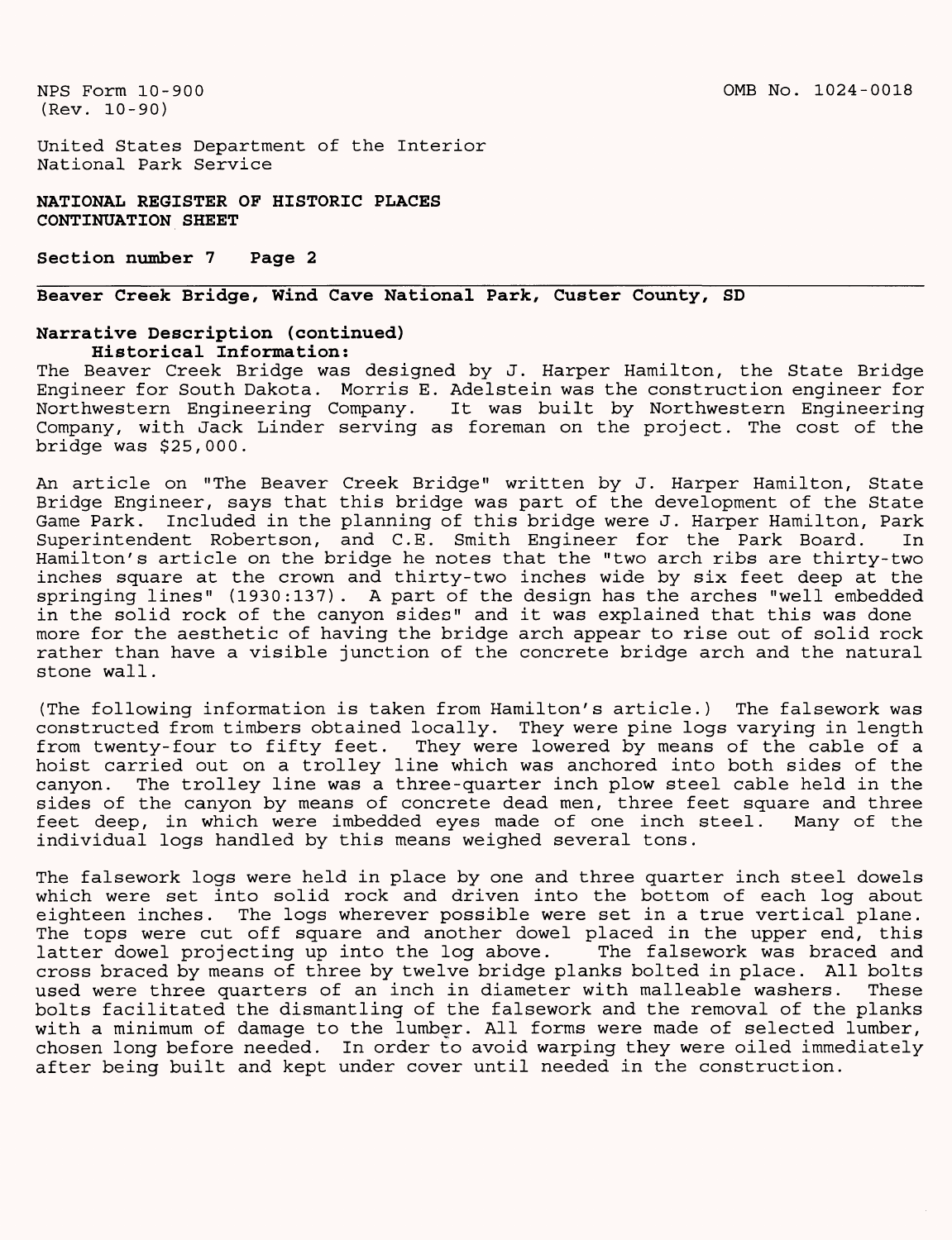NPS Form 10-900
(Rev. 10-90)

OMB No. 1024-0018

United States Department of the Interior
National Park Service

**NATIONAL REGISTER OF HISTORIC PLACES**
**CONTINUATION SHEET**

**Section number 7 Page 2**

**Beaver Creek Bridge, Wind Cave National Park, Custer County, SD**

**Narrative Description (continued)**

**Historical Information:**

The Beaver Creek Bridge was designed by J. Harper Hamilton, the State Bridge Engineer for South Dakota. Morris E. Adelstein was the construction engineer for Northwestern Engineering Company. It was built by Northwestern Engineering Company, with Jack Linder serving as foreman on the project. The cost of the bridge was $25,000.

An article on "The Beaver Creek Bridge" written by J. Harper Hamilton, State Bridge Engineer, says that this bridge was part of the development of the State Game Park. Included in the planning of this bridge were J. Harper Hamilton, Park Superintendent Robertson, and C.E. Smith Engineer for the Park Board. In Hamilton's article on the bridge he notes that the "two arch ribs are thirty-two inches square at the crown and thirty-two inches wide by six feet deep at the springing lines" (1930:137). A part of the design has the arches "well embedded in the solid rock of the canyon sides" and it was explained that this was done more for the aesthetic of having the bridge arch appear to rise out of solid rock rather than have a visible junction of the concrete bridge arch and the natural stone wall.

(The following information is taken from Hamilton's article.) The falsework was constructed from timbers obtained locally. They were pine logs varying in length from twenty-four to fifty feet. They were lowered by means of the cable of a hoist carried out on a trolley line which was anchored into both sides of the canyon. The trolley line was a three-quarter inch plow steel cable held in the sides of the canyon by means of concrete dead men, three feet square and three feet deep, in which were imbedded eyes made of one inch steel. Many of the individual logs handled by this means weighed several tons.

The falsework logs were held in place by one and three quarter inch steel dowels which were set into solid rock and driven into the bottom of each log about eighteen inches. The logs wherever possible were set in a true vertical plane. The tops were cut off square and another dowel placed in the upper end, this latter dowel projecting up into the log above. The falsework was braced and cross braced by means of three by twelve bridge planks bolted in place. All bolts used were three quarters of an inch in diameter with malleable washers. These bolts facilitated the dismantling of the falsework and the removal of the planks with a minimum of damage to the lumber. All forms were made of selected lumber, chosen long before needed. In order to avoid warping they were oiled immediately after being built and kept under cover until needed in the construction.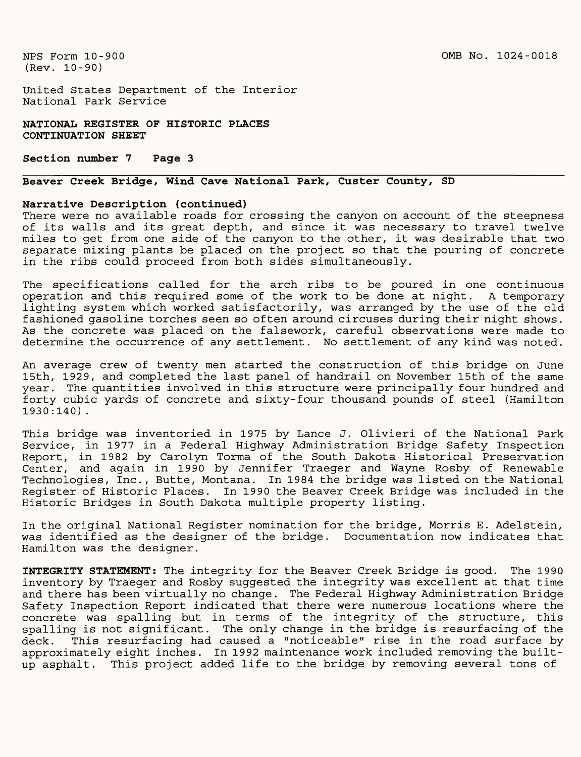NPS Form 10-900
(Rev. 10-90)

OMB No. 1024-0018

United States Department of the Interior
National Park Service

**NATIONAL REGISTER OF HISTORIC PLACES**
**CONTINUATION SHEET**

**Section number 7 Page 3**

**Beaver Creek Bridge, Wind Cave National Park, Custer County, SD**

**Narrative Description (continued)**

There were no available roads for crossing the canyon on account of the steepness of its walls and its great depth, and since it was necessary to travel twelve miles to get from one side of the canyon to the other, it was desirable that two separate mixing plants be placed on the project so that the pouring of concrete in the ribs could proceed from both sides simultaneously.

The specifications called for the arch ribs to be poured in one continuous operation and this required some of the work to be done at night. A temporary lighting system which worked satisfactorily, was arranged by the use of the old fashioned gasoline torches seen so often around circuses during their night shows. As the concrete was placed on the falsework, careful observations were made to determine the occurrence of any settlement. No settlement of any kind was noted.

An average crew of twenty men started the construction of this bridge on June 15th, 1929, and completed the last panel of handrail on November 15th of the same year. The quantities involved in this structure were principally four hundred and forty cubic yards of concrete and sixty-four thousand pounds of steel (Hamilton 1930:140).

This bridge was inventoried in 1975 by Lance J. Olivieri of the National Park Service, in 1977 in a Federal Highway Administration Bridge Safety Inspection Report, in 1982 by Carolyn Torma of the South Dakota Historical Preservation Center, and again in 1990 by Jennifer Traeger and Wayne Rosby of Renewable Technologies, Inc., Butte, Montana. In 1984 the bridge was listed on the National Register of Historic Places. In 1990 the Beaver Creek Bridge was included in the Historic Bridges in South Dakota multiple property listing.

In the original National Register nomination for the bridge, Morris E. Adelstein, was identified as the designer of the bridge. Documentation now indicates that Hamilton was the designer.

**INTEGRITY STATEMENT:** The integrity for the Beaver Creek Bridge is good. The 1990 inventory by Traeger and Rosby suggested the integrity was excellent at that time and there has been virtually no change. The Federal Highway Administration Bridge Safety Inspection Report indicated that there were numerous locations where the concrete was spalling but in terms of the integrity of the structure, this spalling is not significant. The only change in the bridge is resurfacing of the deck. This resurfacing had caused a "noticeable" rise in the road surface by approximately eight inches. In 1992 maintenance work included removing the built-up asphalt. This project added life to the bridge by removing several tons of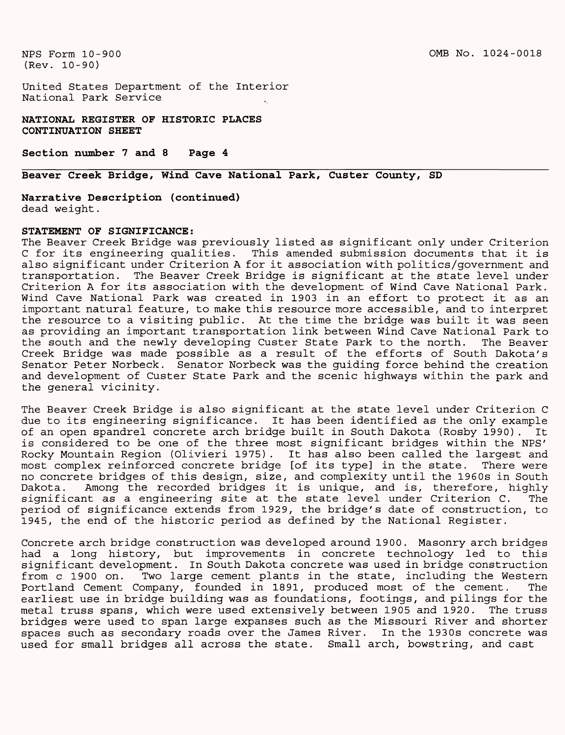**Beaver Creek Bridge, Wind Cave National Park, Custer County, SD**

**Narrative Description (continued)**
dead weight.

**STATEMENT OF SIGNIFICANCE:**
The Beaver Creek Bridge was previously listed as significant only under Criterion C for its engineering qualities. This amended submission documents that it is also significant under Criterion A for it association with politics/government and transportation. The Beaver Creek Bridge is significant at the state level under Criterion A for its association with the development of Wind Cave National Park. Wind Cave National Park was created in 1903 in an effort to protect it as an important natural feature, to make this resource more accessible, and to interpret the resource to a visiting public. At the time the bridge was built it was seen as providing an important transportation link between Wind Cave National Park to the south and the newly developing Custer State Park to the north. The Beaver Creek Bridge was made possible as a result of the efforts of South Dakota's Senator Peter Norbeck. Senator Norbeck was the guiding force behind the creation and development of Custer State Park and the scenic highways within the park and the general vicinity.

The Beaver Creek Bridge is also significant at the state level under Criterion C due to its engineering significance. It has been identified as the only example of an open spandrel concrete arch bridge built in South Dakota (Rosby 1990). It is considered to be one of the three most significant bridges within the NPS' Rocky Mountain Region (Olivieri 1975). It has also been called the largest and most complex reinforced concrete bridge [of its type] in the state. There were no concrete bridges of this design, size, and complexity until the 1960s in South Dakota. Among the recorded bridges it is unique, and is, therefore, highly significant as a engineering site at the state level under Criterion C. The period of significance extends from 1929, the bridge's date of construction, to 1945, the end of the historic period as defined by the National Register.

Concrete arch bridge construction was developed around 1900. Masonry arch bridges had a long history, but improvements in concrete technology led to this significant development. In South Dakota concrete was used in bridge construction from c 1900 on. Two large cement plants in the state, including the Western Portland Cement Company, founded in 1891, produced most of the cement. The earliest use in bridge building was as foundations, footings, and pilings for the metal truss spans, which were used extensively between 1905 and 1920. The truss bridges were used to span large expanses such as the Missouri River and shorter spaces such as secondary roads over the James River. In the 1930s concrete was used for small bridges all across the state. Small arch, bowstring, and cast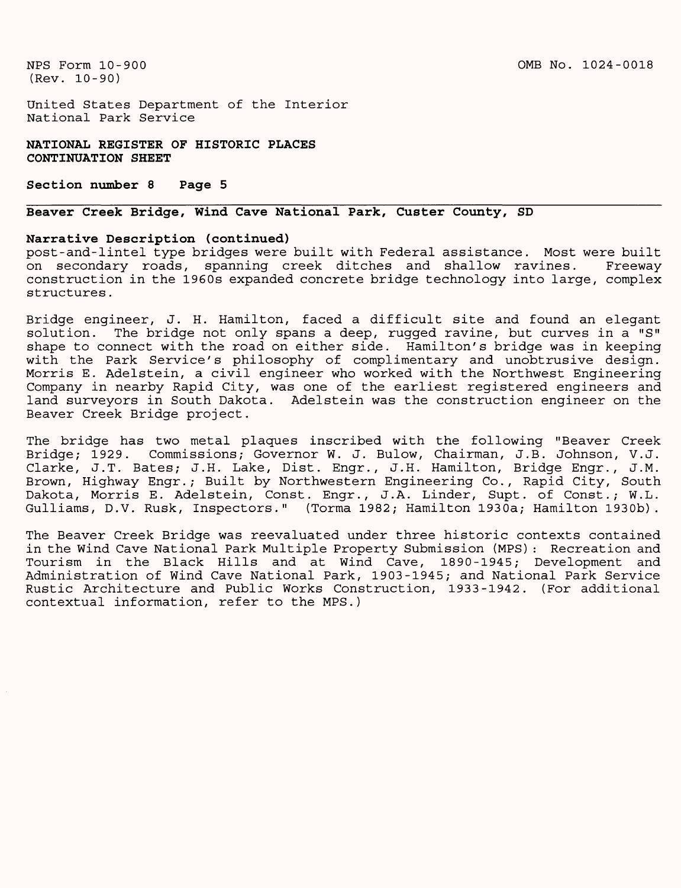NPS Form 10-900
(Rev. 10-90)

OMB No. 1024-0018

United States Department of the Interior
National Park Service

**NATIONAL REGISTER OF HISTORIC PLACES**
**CONTINUATION SHEET**

**Section number 8 Page 5**

**Beaver Creek Bridge, Wind Cave National Park, Custer County, SD**

**Narrative Description (continued)**

post-and-lintel type bridges were built with Federal assistance. Most were built on secondary roads, spanning creek ditches and shallow ravines. Freeway construction in the 1960s expanded concrete bridge technology into large, complex structures.

Bridge engineer, J. H. Hamilton, faced a difficult site and found an elegant solution. The bridge not only spans a deep, rugged ravine, but curves in a "S" shape to connect with the road on either side. Hamilton's bridge was in keeping with the Park Service's philosophy of complimentary and unobtrusive design. Morris E. Adelstein, a civil engineer who worked with the Northwest Engineering Company in nearby Rapid City, was one of the earliest registered engineers and land surveyors in South Dakota. Adelstein was the construction engineer on the Beaver Creek Bridge project.

The bridge has two metal plaques inscribed with the following "Beaver Creek Bridge; 1929. Commissions; Governor W. J. Bulow, Chairman, J.B. Johnson, V.J. Clarke, J.T. Bates; J.H. Lake, Dist. Engr., J.H. Hamilton, Bridge Engr., J.M. Brown, Highway Engr.; Built by Northwestern Engineering Co., Rapid City, South Dakota, Morris E. Adelstein, Const. Engr., J.A. Linder, Supt. of Const.; W.L. Gulliams, D.V. Rusk, Inspectors." (Torma 1982; Hamilton 1930a; Hamilton 1930b).

The Beaver Creek Bridge was reevaluated under three historic contexts contained in the Wind Cave National Park Multiple Property Submission (MPS): Recreation and Tourism in the Black Hills and at Wind Cave, 1890-1945; Development and Administration of Wind Cave National Park, 1903-1945; and National Park Service Rustic Architecture and Public Works Construction, 1933-1942. (For additional contextual information, refer to the MPS.)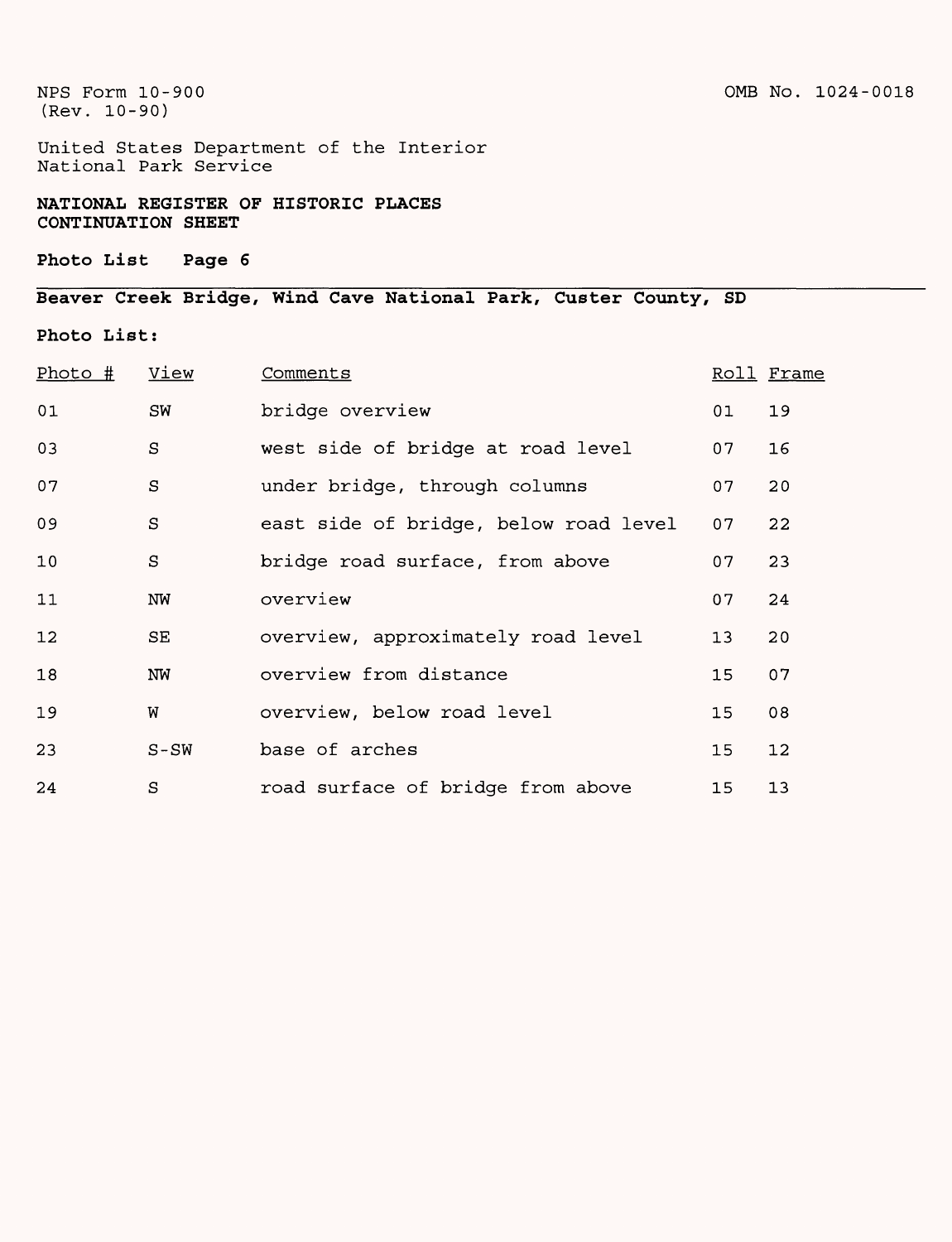NPS Form 10-900
(Rev. 10-90)

OMB No. 1024-0018

United States Department of the Interior
National Park Service

**NATIONAL REGISTER OF HISTORIC PLACES**
**CONTINUATION SHEET**

**Photo List Page 6**

---

**Beaver Creek Bridge, Wind Cave National Park, Custer County, SD**

**Photo List:**

| Photo # | View | Comments | Roll | Frame |
|---|---|---|---|---|
| 01 | SW | bridge overview | 01 | 19 |
| 03 | S | west side of bridge at road level | 07 | 16 |
| 07 | S | under bridge, through columns | 07 | 20 |
| 09 | S | east side of bridge, below road level | 07 | 22 |
| 10 | S | bridge road surface, from above | 07 | 23 |
| 11 | NW | overview | 07 | 24 |
| 12 | SE | overview, approximately road level | 13 | 20 |
| 18 | NW | overview from distance | 15 | 07 |
| 19 | W | overview, below road level | 15 | 08 |
| 23 | S-SW | base of arches | 15 | 12 |
| 24 | S | road surface of bridge from above | 15 | 13 |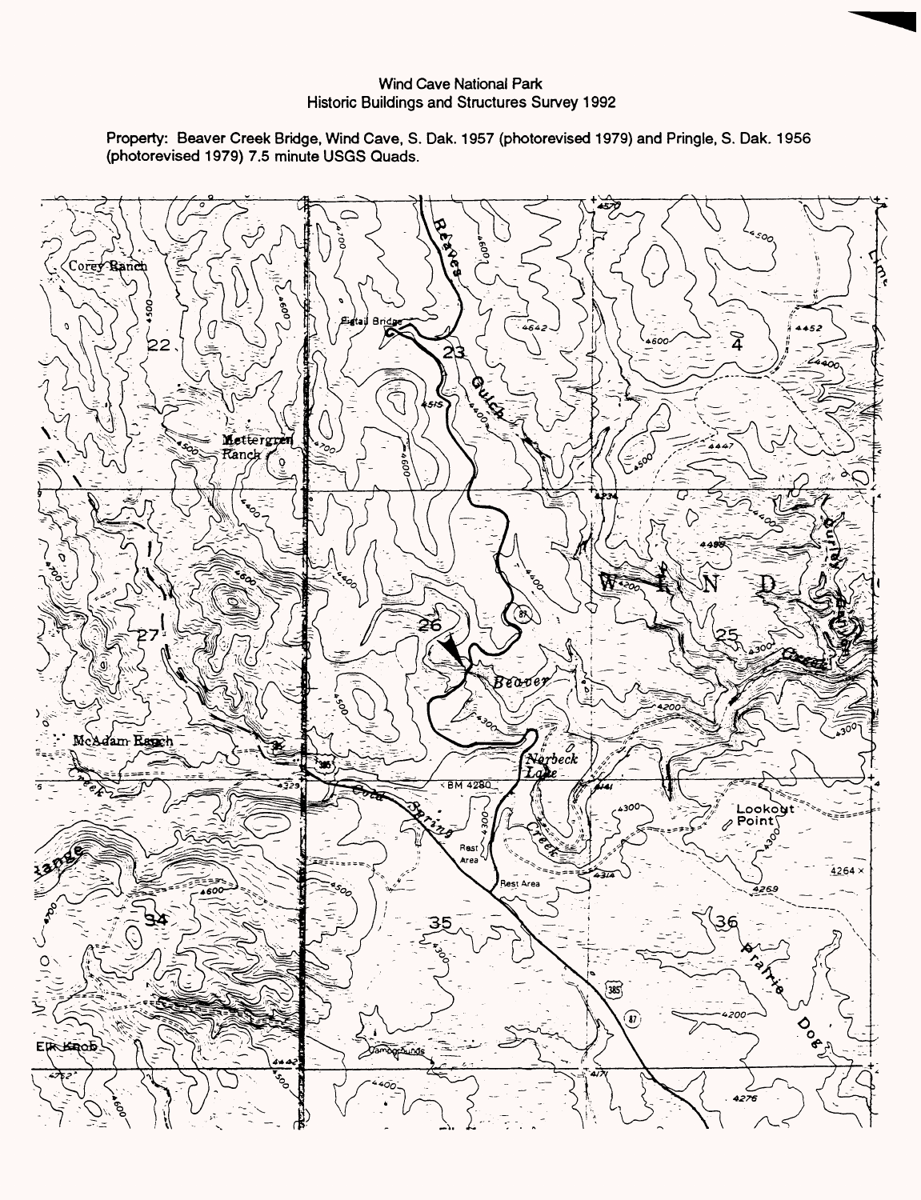Wind Cave National Park
Historic Buildings and Structures Survey 1992

Property: Beaver Creek Bridge, Wind Cave, S. Dak. 1957 (photorevised 1979) and Pringle, S. Dak. 1956 (photorevised 1979) 7.5 minute USGS Quads.

Corey Ranch
22
Pigtail Bridge
23
Beaver Gulch
4642
4
4452
4600
4500
4515
4400
Mettergren Ranch
4447
4234
4499
W I N D
26
87
25
Curley Canyon
Beaver Creek
4200
4300
McAdam Ranch
Norbeck Lake
385
4329
BM 4280
Cold Spring Creek
4141
Lookout Point
Rest Area
Rest Area
4314
4264 ×
4269
Range
34
35
36
Prairie Dog
385
87
Elk Knob
4442
4752
Campgrounds
4171
4276